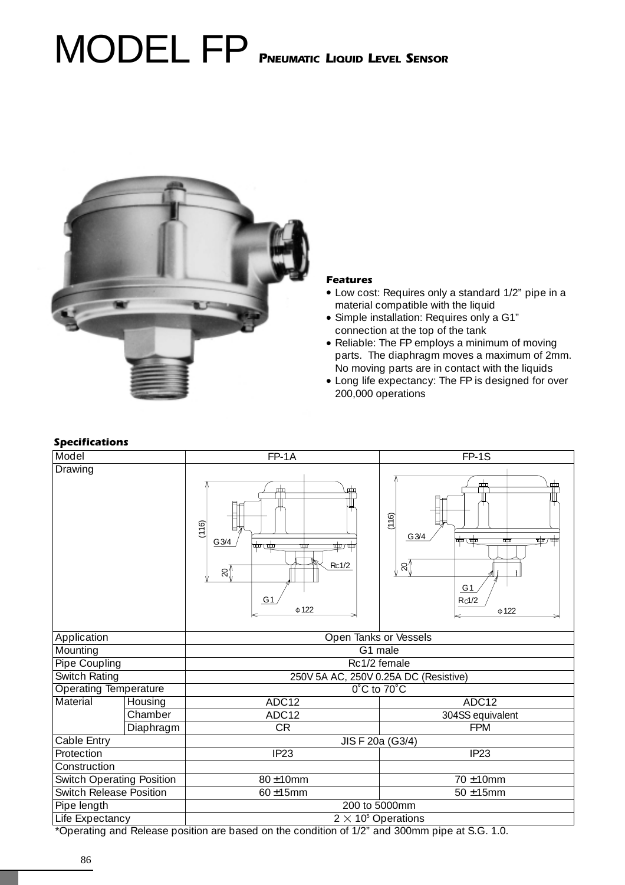# MODEL FP Pneumatic Liquid Level Sensor

### Features

- Low cost: Requires only a standard 1/2" pipe in a material compatible with the liquid
- Simple installation: Requires only a G1" connection at the top of the tank
- Reliable: The FP employs a minimum of moving parts. The diaphragm moves a maximum of 2mm. No moving parts are in contact with the liquids
- Long life expectancy: The FP is designed for over 200,000 operations

### Specifications

| Model | | FP-1A | FP-1S |
|---|---|---|---|
| Drawing | | (116) G3/4 20 Rc1/2 G1 Φ122 | (116) G3/4 20 G1 Rc1/2 Φ122 |
| Application | | Open Tanks or Vessels | |
| Mounting | | G1 male | |
| Pipe Coupling | | Rc1/2 female | |
| Switch Rating | | 250V 5A AC, 250V 0.25A DC (Resistive) | |
| Operating Temperature | | 0˚C to 70˚C | |
| Material | Housing | ADC12 | ADC12 |
| | Chamber | ADC12 | 304SS equivalent |
| | Diaphragm | CR | FPM |
| Cable Entry | | JIS F 20a (G3/4) | |
| Protection | | IP23 | IP23 |
| Construction | | | |
| Switch Operating Position | | 80 ±10mm | 70 ±10mm |
| Switch Release Position | | 60 ±15mm | 50 ±15mm |
| Pipe length | | 200 to 5000mm | |
| Life Expectancy | | $2 \times 10^5$ Operations | |

*Operating and Release position are based on the condition of 1/2" and 300mm pipe at S.G. 1.0.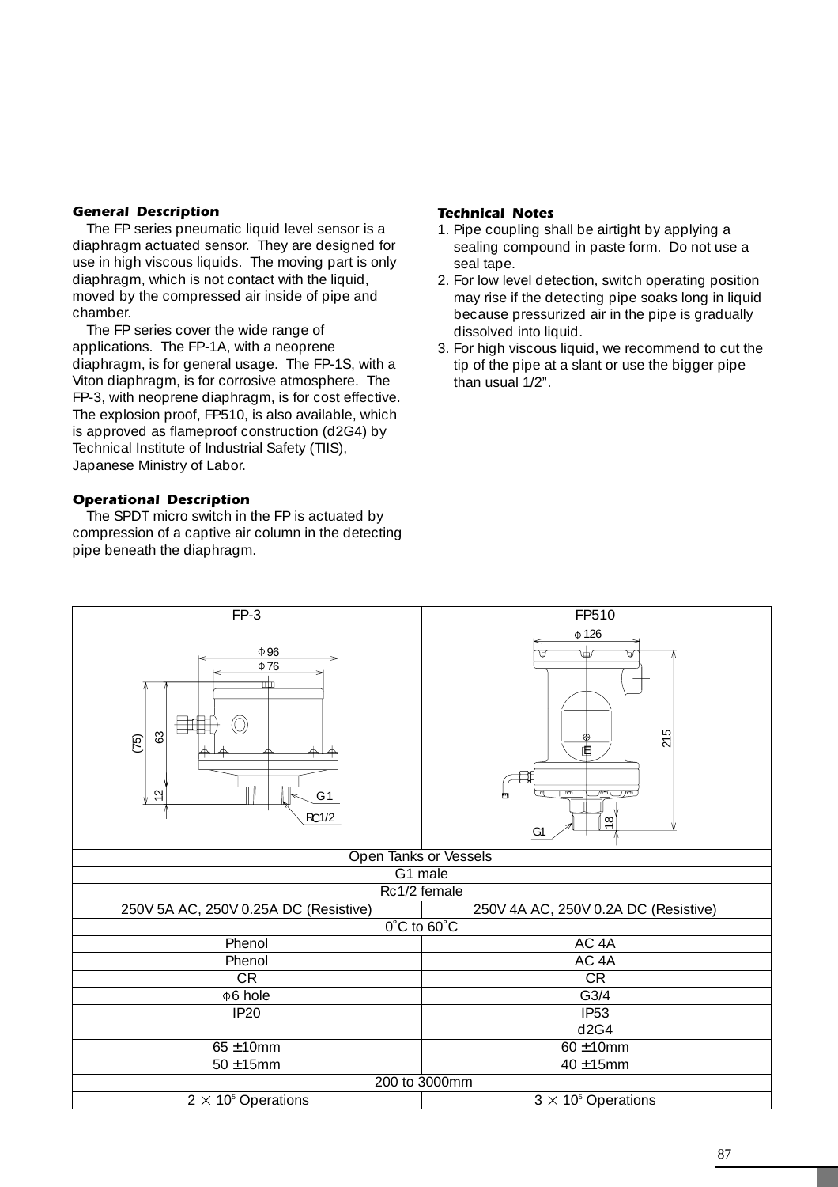### General Description

The FP series pneumatic liquid level sensor is a diaphragm actuated sensor. They are designed for use in high viscous liquids. The moving part is only diaphragm, which is not contact with the liquid, moved by the compressed air inside of pipe and chamber.

The FP series cover the wide range of applications. The FP-1A, with a neoprene diaphragm, is for general usage. The FP-1S, with a Viton diaphragm, is for corrosive atmosphere. The FP-3, with neoprene diaphragm, is for cost effective. The explosion proof, FP510, is also available, which is approved as flameproof construction (d2G4) by Technical Institute of Industrial Safety (TIIS), Japanese Ministry of Labor.

### Operational Description

The SPDT micro switch in the FP is actuated by compression of a captive air column in the detecting pipe beneath the diaphragm.

### Technical Notes

1. Pipe coupling shall be airtight by applying a sealing compound in paste form. Do not use a seal tape.
2. For low level detection, switch operating position may rise if the detecting pipe soaks long in liquid because pressurized air in the pipe is gradually dissolved into liquid.
3. For high viscous liquid, we recommend to cut the tip of the pipe at a slant or use the bigger pipe than usual 1/2".

| FP-3 | FP510 |
|---|---|
| Φ96, Φ76, (75), 63, 12, G1, RC1/2 | Φ126, 215, 18, G1 |
| Open Tanks or Vessels | |
| G1 male | |
| Rc1/2 female | |
| 250V 5A AC, 250V 0.25A DC (Resistive) | 250V 4A AC, 250V 0.2A DC (Resistive) |
| 0˚C to 60˚C | |
| Phenol | AC 4A |
| Phenol | AC 4A |
| CR | CR |
| ϕ6 hole | G3/4 |
| IP20 | IP53 |
| | d2G4 |
| 65 ±10mm | 60 ±10mm |
| 50 ±15mm | 40 ±15mm |
| 200 to 3000mm | |
| 2 × $10^5$ Operations | 3 × $10^5$ Operations |